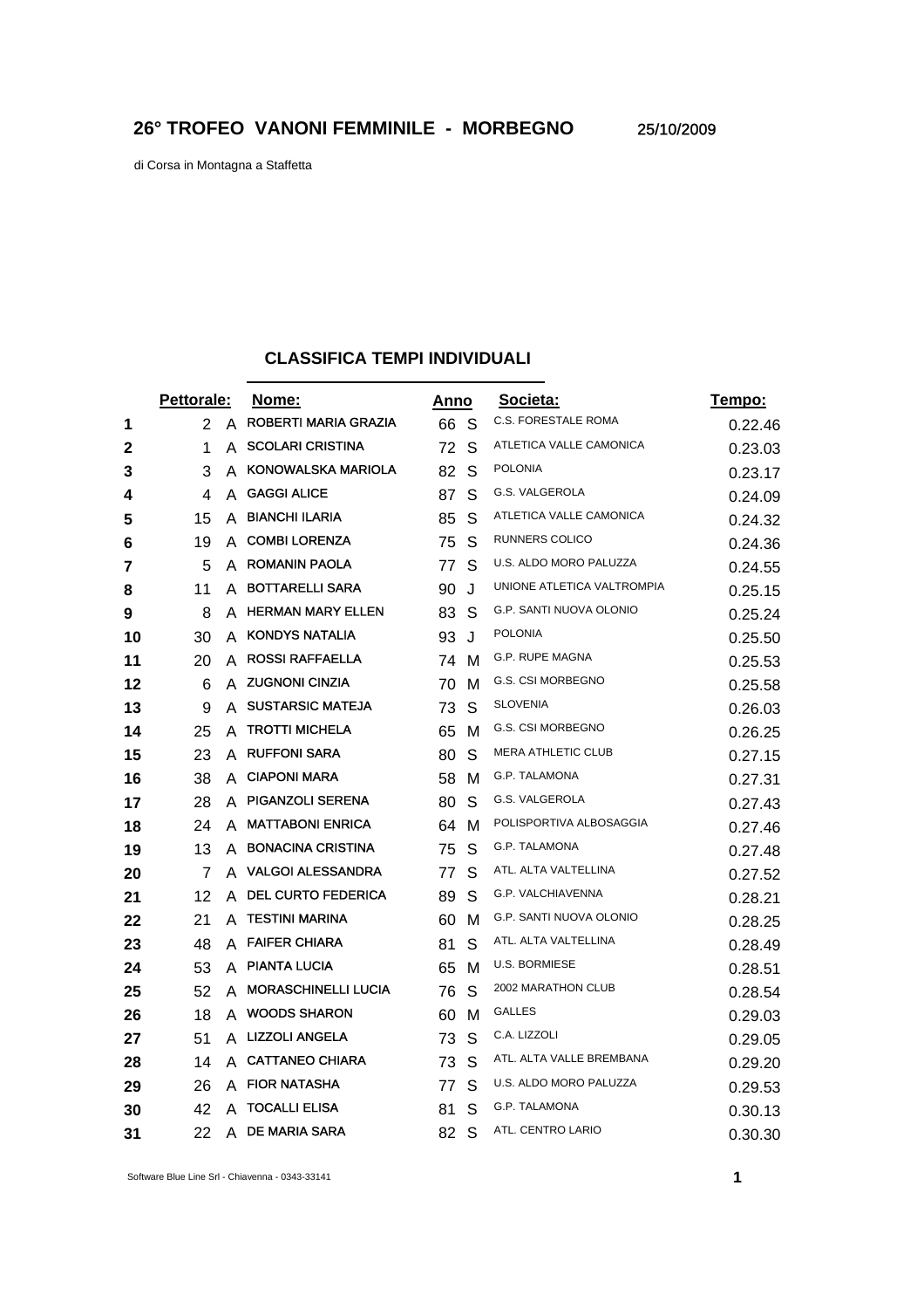# 26° TROFEO VANONI FEMMINILE - MORBEGNO

25/10/2009

di Corsa in Montagna a Staffetta

## CLASSIFICA TEMPI INDIVIDUALI

| | Pettorale: | | Nome: | Anno | | Societa: | Tempo: |
|---|---|---|---|---|---|---|---|
| 1 | 2 | A | ROBERTI MARIA GRAZIA | 66 | S | C.S. FORESTALE ROMA | 0.22.46 |
| 2 | 1 | A | SCOLARI CRISTINA | 72 | S | ATLETICA VALLE CAMONICA | 0.23.03 |
| 3 | 3 | A | KONOWALSKA MARIOLA | 82 | S | POLONIA | 0.23.17 |
| 4 | 4 | A | GAGGI ALICE | 87 | S | G.S. VALGEROLA | 0.24.09 |
| 5 | 15 | A | BIANCHI ILARIA | 85 | S | ATLETICA VALLE CAMONICA | 0.24.32 |
| 6 | 19 | A | COMBI LORENZA | 75 | S | RUNNERS COLICO | 0.24.36 |
| 7 | 5 | A | ROMANIN PAOLA | 77 | S | U.S. ALDO MORO PALUZZA | 0.24.55 |
| 8 | 11 | A | BOTTARELLI SARA | 90 | J | UNIONE ATLETICA VALTROMPIA | 0.25.15 |
| 9 | 8 | A | HERMAN MARY ELLEN | 83 | S | G.P. SANTI NUOVA OLONIO | 0.25.24 |
| 10 | 30 | A | KONDYS NATALIA | 93 | J | POLONIA | 0.25.50 |
| 11 | 20 | A | ROSSI RAFFAELLA | 74 | M | G.P. RUPE MAGNA | 0.25.53 |
| 12 | 6 | A | ZUGNONI CINZIA | 70 | M | G.S. CSI MORBEGNO | 0.25.58 |
| 13 | 9 | A | SUSTARSIC MATEJA | 73 | S | SLOVENIA | 0.26.03 |
| 14 | 25 | A | TROTTI MICHELA | 65 | M | G.S. CSI MORBEGNO | 0.26.25 |
| 15 | 23 | A | RUFFONI SARA | 80 | S | MERA ATHLETIC CLUB | 0.27.15 |
| 16 | 38 | A | CIAPONI MARA | 58 | M | G.P. TALAMONA | 0.27.31 |
| 17 | 28 | A | PIGANZOLI SERENA | 80 | S | G.S. VALGEROLA | 0.27.43 |
| 18 | 24 | A | MATTABONI ENRICA | 64 | M | POLISPORTIVA ALBOSAGGIA | 0.27.46 |
| 19 | 13 | A | BONACINA CRISTINA | 75 | S | G.P. TALAMONA | 0.27.48 |
| 20 | 7 | A | VALGOI ALESSANDRA | 77 | S | ATL. ALTA VALTELLINA | 0.27.52 |
| 21 | 12 | A | DEL CURTO FEDERICA | 89 | S | G.P. VALCHIAVENNA | 0.28.21 |
| 22 | 21 | A | TESTINI MARINA | 60 | M | G.P. SANTI NUOVA OLONIO | 0.28.25 |
| 23 | 48 | A | FAIFER CHIARA | 81 | S | ATL. ALTA VALTELLINA | 0.28.49 |
| 24 | 53 | A | PIANTA LUCIA | 65 | M | U.S. BORMIESE | 0.28.51 |
| 25 | 52 | A | MORASCHINELLI LUCIA | 76 | S | 2002 MARATHON CLUB | 0.28.54 |
| 26 | 18 | A | WOODS SHARON | 60 | M | GALLES | 0.29.03 |
| 27 | 51 | A | LIZZOLI ANGELA | 73 | S | C.A. LIZZOLI | 0.29.05 |
| 28 | 14 | A | CATTANEO CHIARA | 73 | S | ATL. ALTA VALLE BREMBANA | 0.29.20 |
| 29 | 26 | A | FIOR NATASHA | 77 | S | U.S. ALDO MORO PALUZZA | 0.29.53 |
| 30 | 42 | A | TOCALLI ELISA | 81 | S | G.P. TALAMONA | 0.30.13 |
| 31 | 22 | A | DE MARIA SARA | 82 | S | ATL. CENTRO LARIO | 0.30.30 |

Software Blue Line Srl - Chiavenna - 0343-33141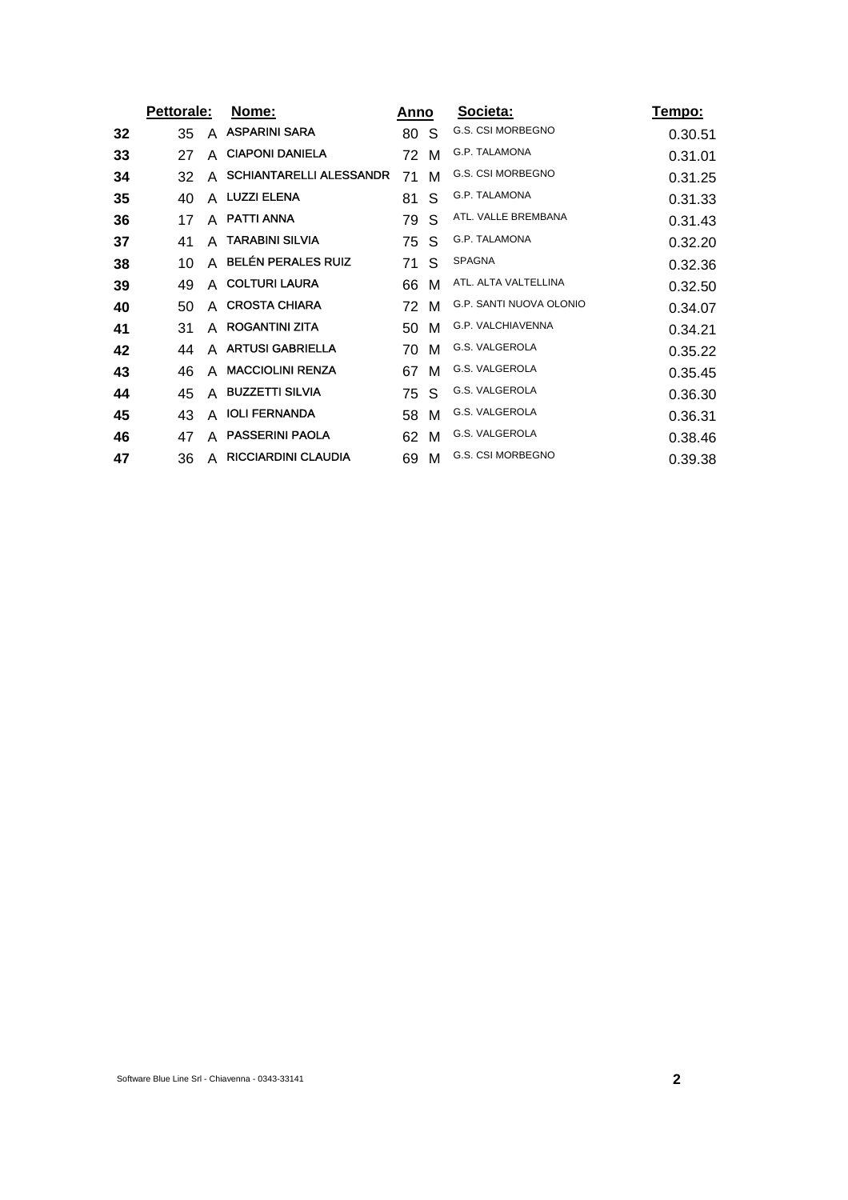| | Pettorale: | | Nome: | Anno | | Societa: | Tempo: |
|---|---|---|---|---|---|---|---|
| 32 | 35 | A | ASPARINI SARA | 80 | S | G.S. CSI MORBEGNO | 0.30.51 |
| 33 | 27 | A | CIAPONI DANIELA | 72 | M | G.P. TALAMONA | 0.31.01 |
| 34 | 32 | A | SCHIANTARELLI ALESSANDR | 71 | M | G.S. CSI MORBEGNO | 0.31.25 |
| 35 | 40 | A | LUZZI ELENA | 81 | S | G.P. TALAMONA | 0.31.33 |
| 36 | 17 | A | PATTI ANNA | 79 | S | ATL. VALLE BREMBANA | 0.31.43 |
| 37 | 41 | A | TARABINI SILVIA | 75 | S | G.P. TALAMONA | 0.32.20 |
| 38 | 10 | A | BELÉN PERALES RUIZ | 71 | S | SPAGNA | 0.32.36 |
| 39 | 49 | A | COLTURI LAURA | 66 | M | ATL. ALTA VALTELLINA | 0.32.50 |
| 40 | 50 | A | CROSTA CHIARA | 72 | M | G.P. SANTI NUOVA OLONIO | 0.34.07 |
| 41 | 31 | A | ROGANTINI ZITA | 50 | M | G.P. VALCHIAVENNA | 0.34.21 |
| 42 | 44 | A | ARTUSI GABRIELLA | 70 | M | G.S. VALGEROLA | 0.35.22 |
| 43 | 46 | A | MACCIOLINI RENZA | 67 | M | G.S. VALGEROLA | 0.35.45 |
| 44 | 45 | A | BUZZETTI SILVIA | 75 | S | G.S. VALGEROLA | 0.36.30 |
| 45 | 43 | A | IOLI FERNANDA | 58 | M | G.S. VALGEROLA | 0.36.31 |
| 46 | 47 | A | PASSERINI PAOLA | 62 | M | G.S. VALGEROLA | 0.38.46 |
| 47 | 36 | A | RICCIARDINI CLAUDIA | 69 | M | G.S. CSI MORBEGNO | 0.39.38 |